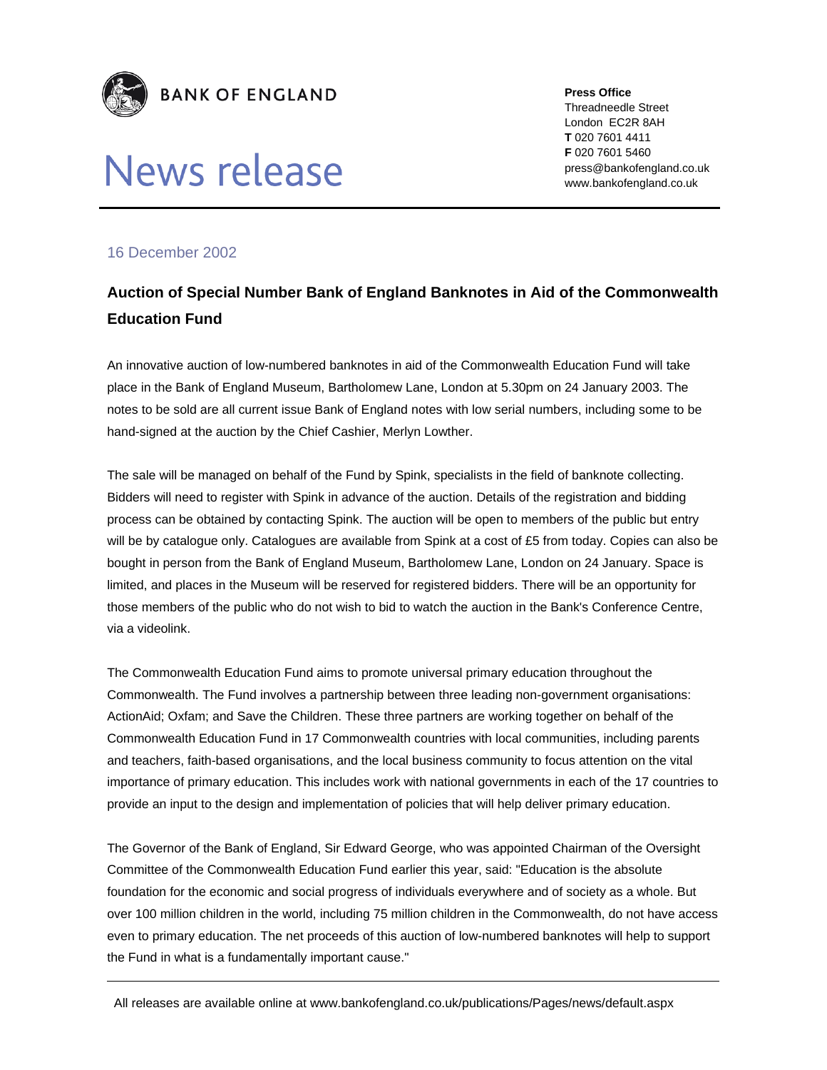BANK OF ENGLAND

# News release

**Press Office**
Threadneedle Street
London EC2R 8AH
**T** 020 7601 4411
**F** 020 7601 5460
press@bankofengland.co.uk
www.bankofengland.co.uk

16 December 2002

## Auction of Special Number Bank of England Banknotes in Aid of the Commonwealth Education Fund

An innovative auction of low-numbered banknotes in aid of the Commonwealth Education Fund will take place in the Bank of England Museum, Bartholomew Lane, London at 5.30pm on 24 January 2003. The notes to be sold are all current issue Bank of England notes with low serial numbers, including some to be hand-signed at the auction by the Chief Cashier, Merlyn Lowther.

The sale will be managed on behalf of the Fund by Spink, specialists in the field of banknote collecting. Bidders will need to register with Spink in advance of the auction. Details of the registration and bidding process can be obtained by contacting Spink. The auction will be open to members of the public but entry will be by catalogue only. Catalogues are available from Spink at a cost of £5 from today. Copies can also be bought in person from the Bank of England Museum, Bartholomew Lane, London on 24 January. Space is limited, and places in the Museum will be reserved for registered bidders. There will be an opportunity for those members of the public who do not wish to bid to watch the auction in the Bank's Conference Centre, via a videolink.

The Commonwealth Education Fund aims to promote universal primary education throughout the Commonwealth. The Fund involves a partnership between three leading non-government organisations: ActionAid; Oxfam; and Save the Children. These three partners are working together on behalf of the Commonwealth Education Fund in 17 Commonwealth countries with local communities, including parents and teachers, faith-based organisations, and the local business community to focus attention on the vital importance of primary education. This includes work with national governments in each of the 17 countries to provide an input to the design and implementation of policies that will help deliver primary education.

The Governor of the Bank of England, Sir Edward George, who was appointed Chairman of the Oversight Committee of the Commonwealth Education Fund earlier this year, said: "Education is the absolute foundation for the economic and social progress of individuals everywhere and of society as a whole. But over 100 million children in the world, including 75 million children in the Commonwealth, do not have access even to primary education. The net proceeds of this auction of low-numbered banknotes will help to support the Fund in what is a fundamentally important cause."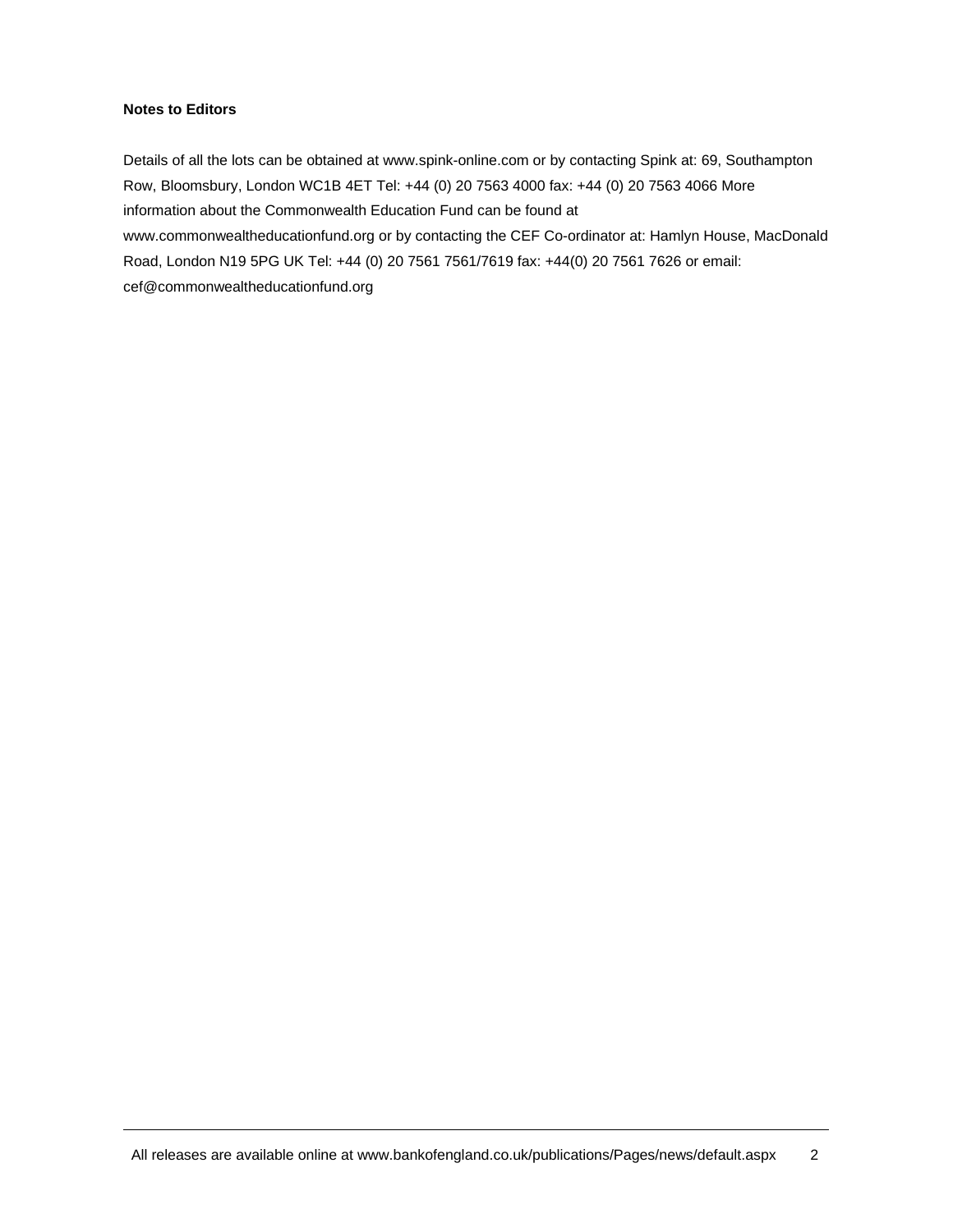**Notes to Editors**

Details of all the lots can be obtained at www.spink-online.com or by contacting Spink at: 69, Southampton Row, Bloomsbury, London WC1B 4ET Tel: +44 (0) 20 7563 4000 fax: +44 (0) 20 7563 4066 More information about the Commonwealth Education Fund can be found at www.commonwealtheducationfund.org or by contacting the CEF Co-ordinator at: Hamlyn House, MacDonald Road, London N19 5PG UK Tel: +44 (0) 20 7561 7561/7619 fax: +44(0) 20 7561 7626 or email: cef@commonwealtheducationfund.org